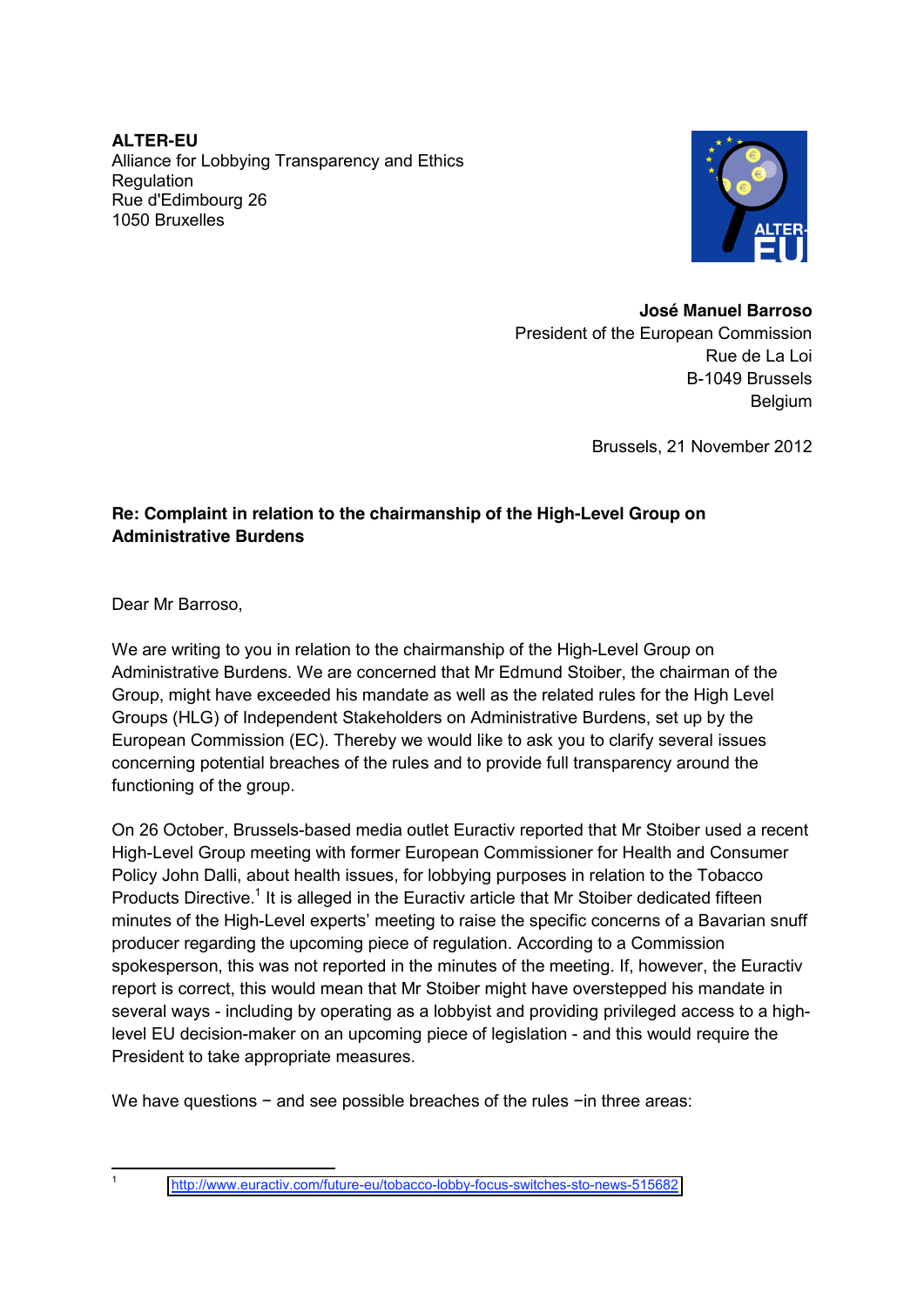**ALTER-EU**
Alliance for Lobbying Transparency and Ethics
Regulation
Rue d'Edimbourg 26
1050 Bruxelles

**José Manuel Barroso**
President of the European Commission
Rue de La Loi
B-1049 Brussels
Belgium

Brussels, 21 November 2012

**Re: Complaint in relation to the chairmanship of the High-Level Group on Administrative Burdens**

Dear Mr Barroso,

We are writing to you in relation to the chairmanship of the High-Level Group on Administrative Burdens. We are concerned that Mr Edmund Stoiber, the chairman of the Group, might have exceeded his mandate as well as the related rules for the High Level Groups (HLG) of Independent Stakeholders on Administrative Burdens, set up by the European Commission (EC). Thereby we would like to ask you to clarify several issues concerning potential breaches of the rules and to provide full transparency around the functioning of the group.

On 26 October, Brussels-based media outlet Euractiv reported that Mr Stoiber used a recent High-Level Group meeting with former European Commissioner for Health and Consumer Policy John Dalli, about health issues, for lobbying purposes in relation to the Tobacco Products Directive.[1] It is alleged in the Euractiv article that Mr Stoiber dedicated fifteen minutes of the High-Level experts' meeting to raise the specific concerns of a Bavarian snuff producer regarding the upcoming piece of regulation. According to a Commission spokesperson, this was not reported in the minutes of the meeting. If, however, the Euractiv report is correct, this would mean that Mr Stoiber might have overstepped his mandate in several ways - including by operating as a lobbyist and providing privileged access to a high-level EU decision-maker on an upcoming piece of legislation - and this would require the President to take appropriate measures.

We have questions − and see possible breaches of the rules −in three areas:

[1] http://www.euractiv.com/future-eu/tobacco-lobby-focus-switches-sto-news-515682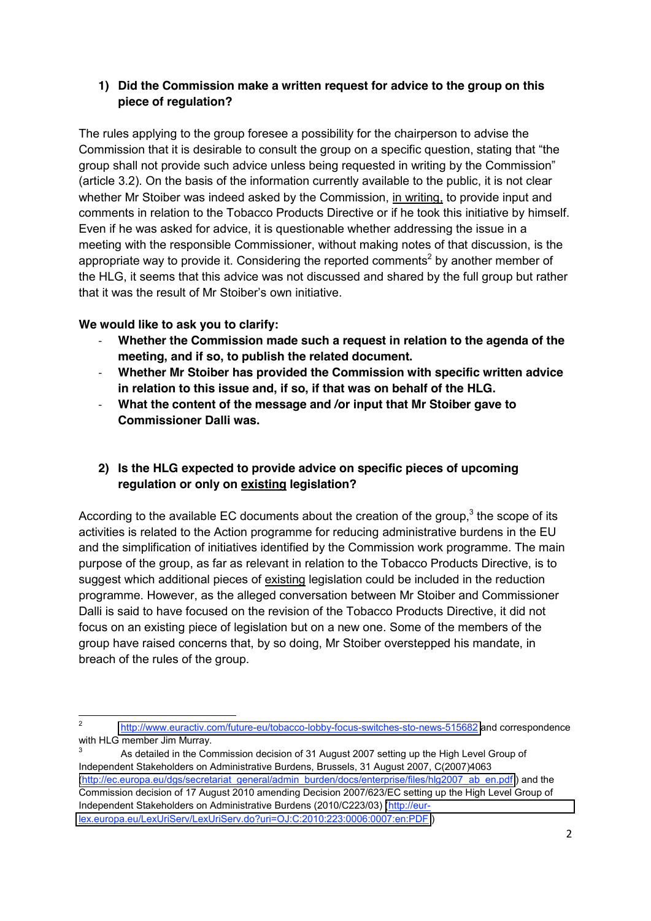**1) Did the Commission make a written request for advice to the group on this piece of regulation?**

The rules applying to the group foresee a possibility for the chairperson to advise the Commission that it is desirable to consult the group on a specific question, stating that "the group shall not provide such advice unless being requested in writing by the Commission" (article 3.2). On the basis of the information currently available to the public, it is not clear whether Mr Stoiber was indeed asked by the Commission, in writing, to provide input and comments in relation to the Tobacco Products Directive or if he took this initiative by himself. Even if he was asked for advice, it is questionable whether addressing the issue in a meeting with the responsible Commissioner, without making notes of that discussion, is the appropriate way to provide it. Considering the reported comments[2] by another member of the HLG, it seems that this advice was not discussed and shared by the full group but rather that it was the result of Mr Stoiber's own initiative.

**We would like to ask you to clarify:**

- **Whether the Commission made such a request in relation to the agenda of the meeting, and if so, to publish the related document.**
- **Whether Mr Stoiber has provided the Commission with specific written advice in relation to this issue and, if so, if that was on behalf of the HLG.**
- **What the content of the message and /or input that Mr Stoiber gave to Commissioner Dalli was.**

**2) Is the HLG expected to provide advice on specific pieces of upcoming regulation or only on existing legislation?**

According to the available EC documents about the creation of the group,[3] the scope of its activities is related to the Action programme for reducing administrative burdens in the EU and the simplification of initiatives identified by the Commission work programme. The main purpose of the group, as far as relevant in relation to the Tobacco Products Directive, is to suggest which additional pieces of existing legislation could be included in the reduction programme. However, as the alleged conversation between Mr Stoiber and Commissioner Dalli is said to have focused on the revision of the Tobacco Products Directive, it did not focus on an existing piece of legislation but on a new one. Some of the members of the group have raised concerns that, by so doing, Mr Stoiber overstepped his mandate, in breach of the rules of the group.

---

[2] http://www.euractiv.com/future-eu/tobacco-lobby-focus-switches-sto-news-515682 and correspondence with HLG member Jim Murray.

[3] As detailed in the Commission decision of 31 August 2007 setting up the High Level Group of Independent Stakeholders on Administrative Burdens, Brussels, 31 August 2007, C(2007)4063 (http://ec.europa.eu/dgs/secretariat_general/admin_burden/docs/enterprise/files/hlg2007_ab_en.pdf) and the Commission decision of 17 August 2010 amending Decision 2007/623/EC setting up the High Level Group of Independent Stakeholders on Administrative Burdens (2010/C223/03) (http://eur-lex.europa.eu/LexUriServ/LexUriServ.do?uri=OJ:C:2010:223:0006:0007:en:PDF)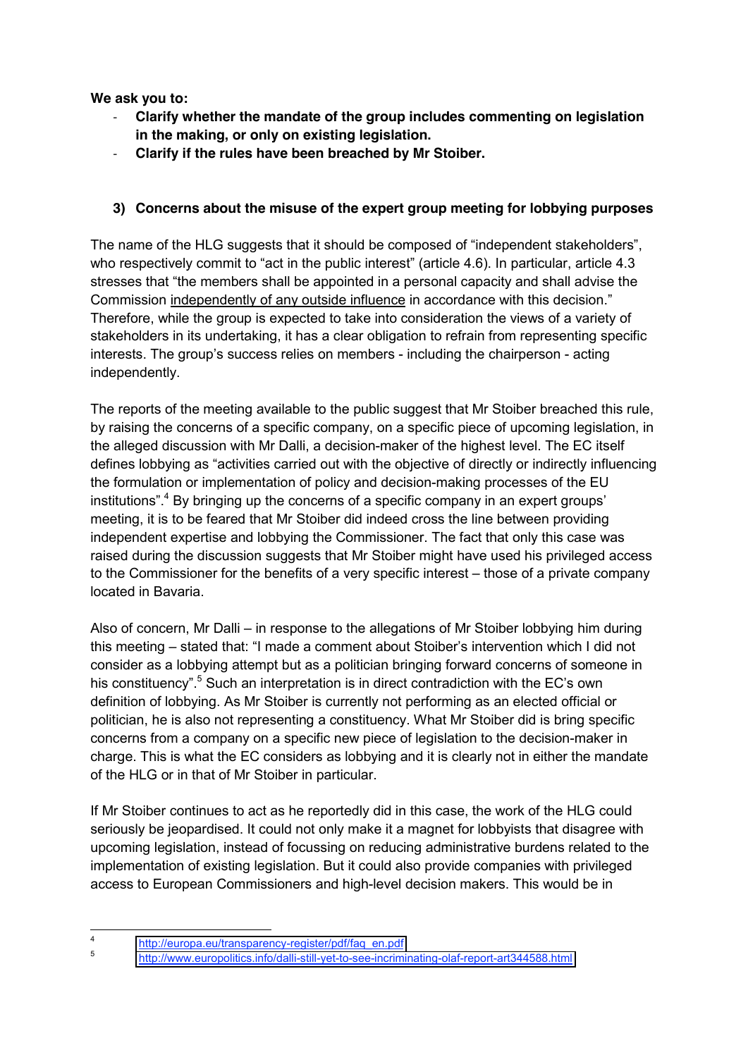**We ask you to:**

- **Clarify whether the mandate of the group includes commenting on legislation in the making, or only on existing legislation.**
- **Clarify if the rules have been breached by Mr Stoiber.**

### 3) Concerns about the misuse of the expert group meeting for lobbying purposes

The name of the HLG suggests that it should be composed of "independent stakeholders", who respectively commit to "act in the public interest" (article 4.6). In particular, article 4.3 stresses that "the members shall be appointed in a personal capacity and shall advise the Commission independently of any outside influence in accordance with this decision." Therefore, while the group is expected to take into consideration the views of a variety of stakeholders in its undertaking, it has a clear obligation to refrain from representing specific interests. The group's success relies on members - including the chairperson - acting independently.

The reports of the meeting available to the public suggest that Mr Stoiber breached this rule, by raising the concerns of a specific company, on a specific piece of upcoming legislation, in the alleged discussion with Mr Dalli, a decision-maker of the highest level. The EC itself defines lobbying as "activities carried out with the objective of directly or indirectly influencing the formulation or implementation of policy and decision-making processes of the EU institutions".[4] By bringing up the concerns of a specific company in an expert groups' meeting, it is to be feared that Mr Stoiber did indeed cross the line between providing independent expertise and lobbying the Commissioner. The fact that only this case was raised during the discussion suggests that Mr Stoiber might have used his privileged access to the Commissioner for the benefits of a very specific interest – those of a private company located in Bavaria.

Also of concern, Mr Dalli – in response to the allegations of Mr Stoiber lobbying him during this meeting – stated that: "I made a comment about Stoiber's intervention which I did not consider as a lobbying attempt but as a politician bringing forward concerns of someone in his constituency".[5] Such an interpretation is in direct contradiction with the EC's own definition of lobbying. As Mr Stoiber is currently not performing as an elected official or politician, he is also not representing a constituency. What Mr Stoiber did is bring specific concerns from a company on a specific new piece of legislation to the decision-maker in charge. This is what the EC considers as lobbying and it is clearly not in either the mandate of the HLG or in that of Mr Stoiber in particular.

If Mr Stoiber continues to act as he reportedly did in this case, the work of the HLG could seriously be jeopardised. It could not only make it a magnet for lobbyists that disagree with upcoming legislation, instead of focussing on reducing administrative burdens related to the implementation of existing legislation. But it could also provide companies with privileged access to European Commissioners and high-level decision makers. This would be in

---

[4] http://europa.eu/transparency-register/pdf/faq_en.pdf

[5] http://www.europolitics.info/dalli-still-yet-to-see-incriminating-olaf-report-art344588.html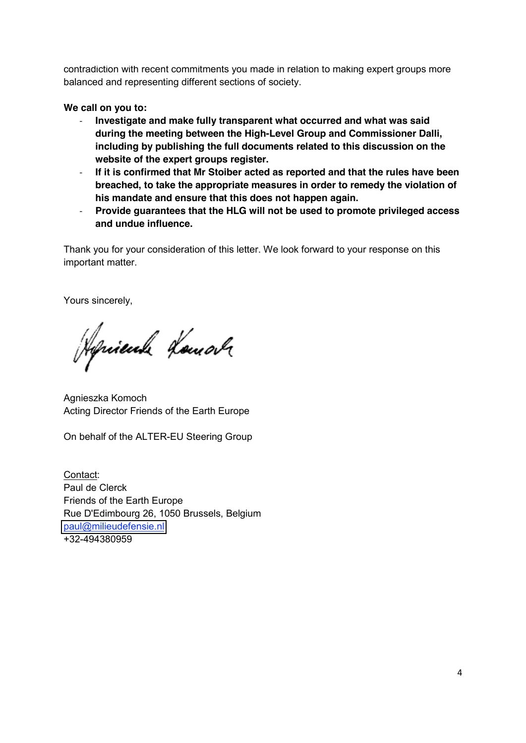contradiction with recent commitments you made in relation to making expert groups more balanced and representing different sections of society.

**We call on you to:**

- **Investigate and make fully transparent what occurred and what was said during the meeting between the High-Level Group and Commissioner Dalli, including by publishing the full documents related to this discussion on the website of the expert groups register.**
- **If it is confirmed that Mr Stoiber acted as reported and that the rules have been breached, to take the appropriate measures in order to remedy the violation of his mandate and ensure that this does not happen again.**
- **Provide guarantees that the HLG will not be used to promote privileged access and undue influence.**

Thank you for your consideration of this letter. We look forward to your response on this important matter.

Yours sincerely,

Agnieszka Komoch
Acting Director Friends of the Earth Europe

On behalf of the ALTER-EU Steering Group

Contact:
Paul de Clerck
Friends of the Earth Europe
Rue D'Edimbourg 26, 1050 Brussels, Belgium
paul@milieudefensie.nl
+32-494380959